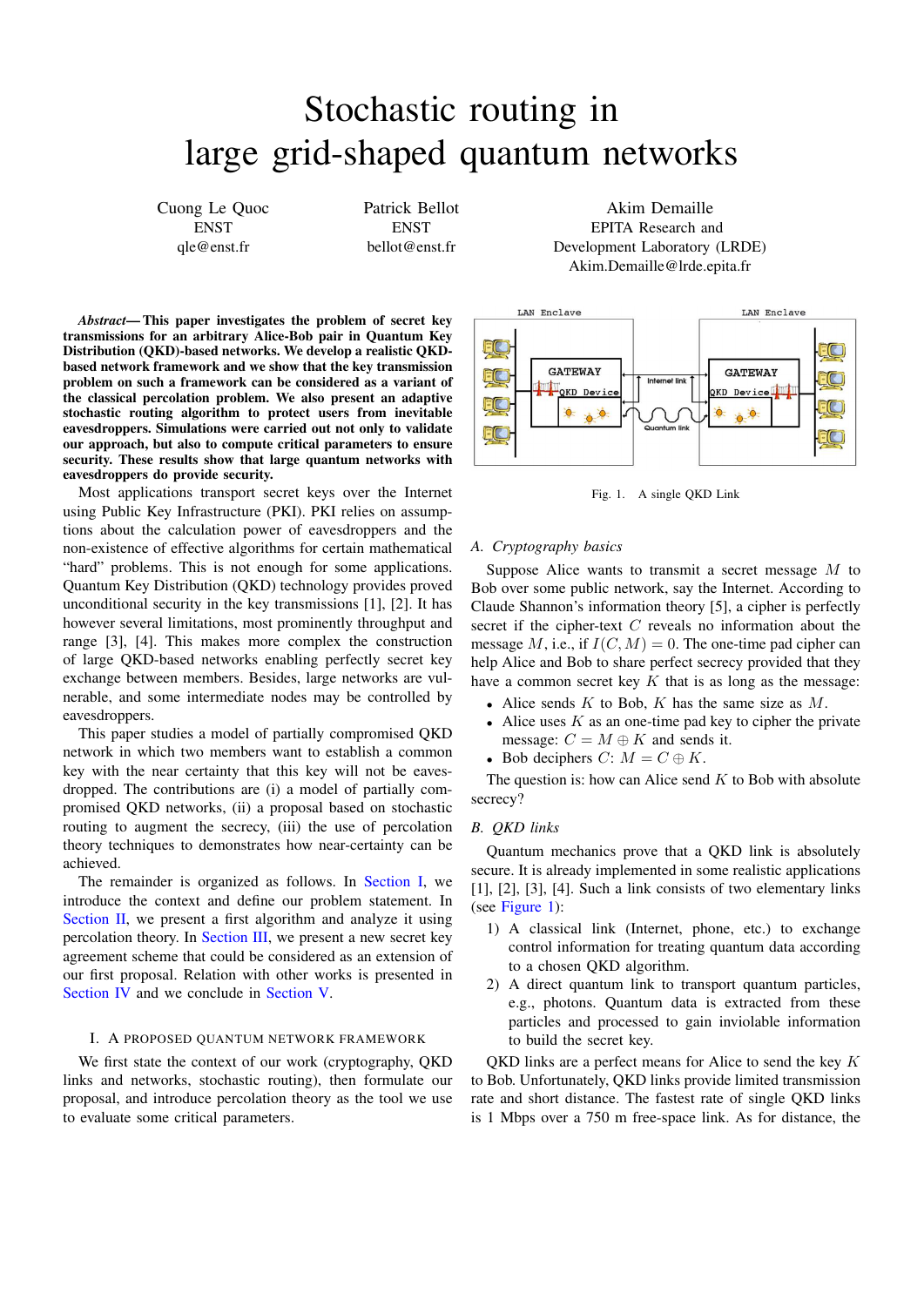# Stochastic routing in large grid-shaped quantum networks

Cuong Le Quoc
ENST
qle@enst.fr

Patrick Bellot
ENST
bellot@enst.fr

Akim Demaille
EPITA Research and Development Laboratory (LRDE)
Akim.Demaille@lrde.epita.fr

***Abstract*— This paper investigates the problem of secret key transmissions for an arbitrary Alice-Bob pair in Quantum Key Distribution (QKD)-based networks. We develop a realistic QKD-based network framework and we show that the key transmission problem on such a framework can be considered as a variant of the classical percolation problem. We also present an adaptive stochastic routing algorithm to protect users from inevitable eavesdroppers. Simulations were carried out not only to validate our approach, but also to compute critical parameters to ensure security. These results show that large quantum networks with eavesdroppers do provide security.**

Most applications transport secret keys over the Internet using Public Key Infrastructure (PKI). PKI relies on assumptions about the calculation power of eavesdroppers and the non-existence of effective algorithms for certain mathematical "hard" problems. This is not enough for some applications. Quantum Key Distribution (QKD) technology provides proved unconditional security in the key transmissions [1], [2]. It has however several limitations, most prominently throughput and range [3], [4]. This makes more complex the construction of large QKD-based networks enabling perfectly secret key exchange between members. Besides, large networks are vulnerable, and some intermediate nodes may be controlled by eavesdroppers.

This paper studies a model of partially compromised QKD network in which two members want to establish a common key with the near certainty that this key will not be eavesdropped. The contributions are (i) a model of partially compromised QKD networks, (ii) a proposal based on stochastic routing to augment the secrecy, (iii) the use of percolation theory techniques to demonstrates how near-certainty can be achieved.

The remainder is organized as follows. In Section I, we introduce the context and define our problem statement. In Section II, we present a first algorithm and analyze it using percolation theory. In Section III, we present a new secret key agreement scheme that could be considered as an extension of our first proposal. Relation with other works is presented in Section IV and we conclude in Section V.

## I. A Proposed Quantum Network Framework

We first state the context of our work (cryptography, QKD links and networks, stochastic routing), then formulate our proposal, and introduce percolation theory as the tool we use to evaluate some critical parameters.

Fig. 1. A single QKD Link

### A. Cryptography basics

Suppose Alice wants to transmit a secret message $M$ to Bob over some public network, say the Internet. According to Claude Shannon's information theory [5], a cipher is perfectly secret if the cipher-text $C$ reveals no information about the message $M$, i.e., if $I(C, M) = 0$. The one-time pad cipher can help Alice and Bob to share perfect secrecy provided that they have a common secret key $K$ that is as long as the message:

- Alice sends $K$ to Bob, $K$ has the same size as $M$.
- Alice uses $K$ as an one-time pad key to cipher the private message: $C = M \oplus K$ and sends it.
- Bob deciphers $C$: $M = C \oplus K$.

The question is: how can Alice send $K$ to Bob with absolute secrecy?

### B. QKD links

Quantum mechanics prove that a QKD link is absolutely secure. It is already implemented in some realistic applications [1], [2], [3], [4]. Such a link consists of two elementary links (see Figure 1):

1) A classical link (Internet, phone, etc.) to exchange control information for treating quantum data according to a chosen QKD algorithm.
2) A direct quantum link to transport quantum particles, e.g., photons. Quantum data is extracted from these particles and processed to gain inviolable information to build the secret key.

QKD links are a perfect means for Alice to send the key $K$ to Bob. Unfortunately, QKD links provide limited transmission rate and short distance. The fastest rate of single QKD links is 1 Mbps over a 750 m free-space link. As for distance, the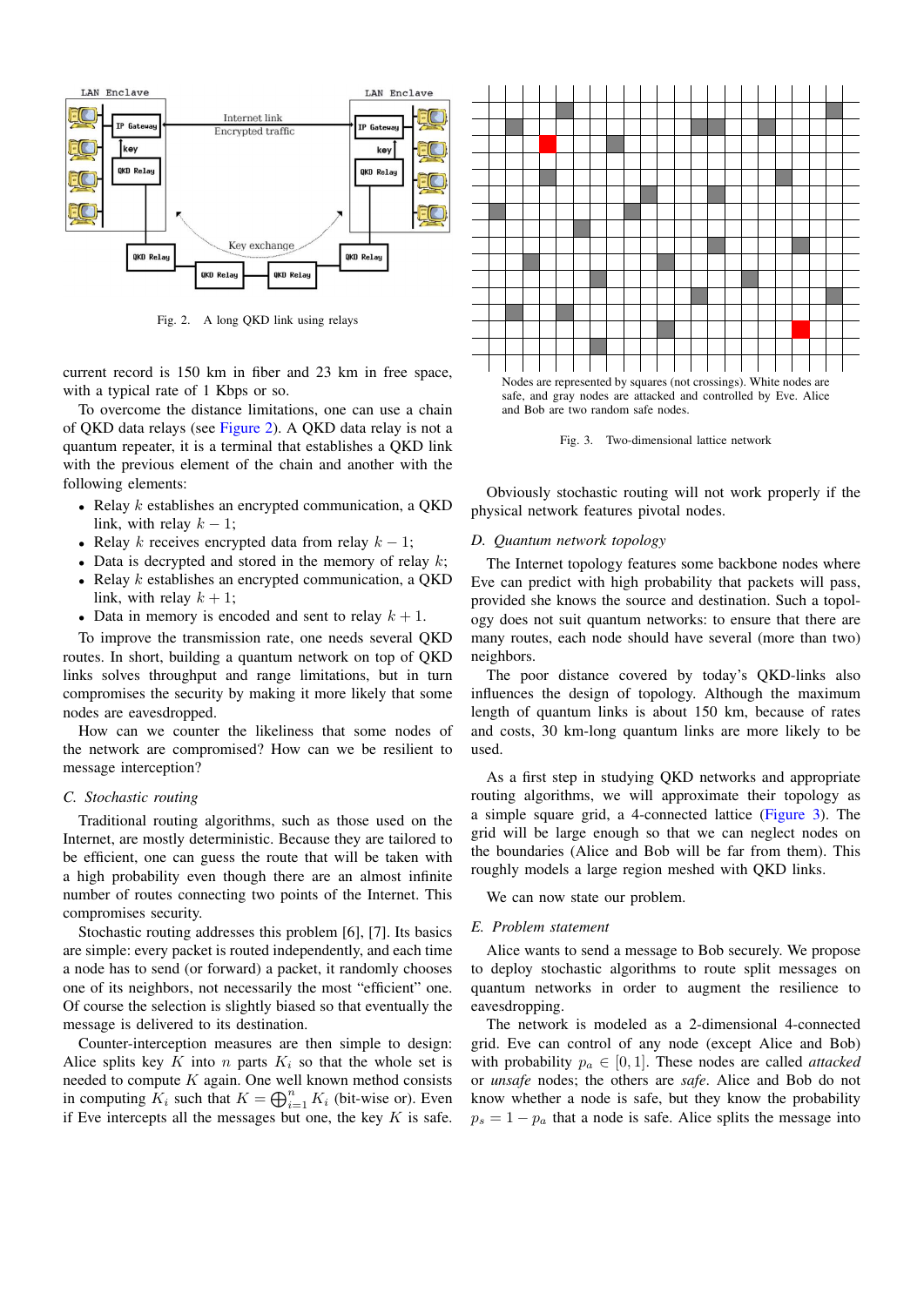Fig. 2. A long QKD link using relays

current record is 150 km in fiber and 23 km in free space, with a typical rate of 1 Kbps or so.

To overcome the distance limitations, one can use a chain of QKD data relays (see Figure 2). A QKD data relay is not a quantum repeater, it is a terminal that establishes a QKD link with the previous element of the chain and another with the following elements:

- Relay $k$ establishes an encrypted communication, a QKD link, with relay $k-1$;
- Relay $k$ receives encrypted data from relay $k-1$;
- Data is decrypted and stored in the memory of relay $k$;
- Relay $k$ establishes an encrypted communication, a QKD link, with relay $k+1$;
- Data in memory is encoded and sent to relay $k+1$.

To improve the transmission rate, one needs several QKD routes. In short, building a quantum network on top of QKD links solves throughput and range limitations, but in turn compromises the security by making it more likely that some nodes are eavesdropped.

How can we counter the likeliness that some nodes of the network are compromised? How can we be resilient to message interception?

### C. Stochastic routing

Traditional routing algorithms, such as those used on the Internet, are mostly deterministic. Because they are tailored to be efficient, one can guess the route that will be taken with a high probability even though there are an almost infinite number of routes connecting two points of the Internet. This compromises security.

Stochastic routing addresses this problem [6], [7]. Its basics are simple: every packet is routed independently, and each time a node has to send (or forward) a packet, it randomly chooses one of its neighbors, not necessarily the most "efficient" one. Of course the selection is slightly biased so that eventually the message is delivered to its destination.

Counter-interception measures are then simple to design: Alice splits key $K$ into $n$ parts $K_i$ so that the whole set is needed to compute $K$ again. One well known method consists in computing $K_i$ such that $K = \bigoplus_{i=1}^{n} K_i$ (bit-wise or). Even if Eve intercepts all the messages but one, the key $K$ is safe.

Nodes are represented by squares (not crossings). White nodes are safe, and gray nodes are attacked and controlled by Eve. Alice and Bob are two random safe nodes.

Fig. 3. Two-dimensional lattice network

Obviously stochastic routing will not work properly if the physical network features pivotal nodes.

### D. Quantum network topology

The Internet topology features some backbone nodes where Eve can predict with high probability that packets will pass, provided she knows the source and destination. Such a topology does not suit quantum networks: to ensure that there are many routes, each node should have several (more than two) neighbors.

The poor distance covered by today's QKD-links also influences the design of topology. Although the maximum length of quantum links is about 150 km, because of rates and costs, 30 km-long quantum links are more likely to be used.

As a first step in studying QKD networks and appropriate routing algorithms, we will approximate their topology as a simple square grid, a 4-connected lattice (Figure 3). The grid will be large enough so that we can neglect nodes on the boundaries (Alice and Bob will be far from them). This roughly models a large region meshed with QKD links.

We can now state our problem.

### E. Problem statement

Alice wants to send a message to Bob securely. We propose to deploy stochastic algorithms to route split messages on quantum networks in order to augment the resilience to eavesdropping.

The network is modeled as a 2-dimensional 4-connected grid. Eve can control of any node (except Alice and Bob) with probability $p_a \in [0, 1]$. These nodes are called *attacked* or *unsafe* nodes; the others are *safe*. Alice and Bob do not know whether a node is safe, but they know the probability $p_s = 1 - p_a$ that a node is safe. Alice splits the message into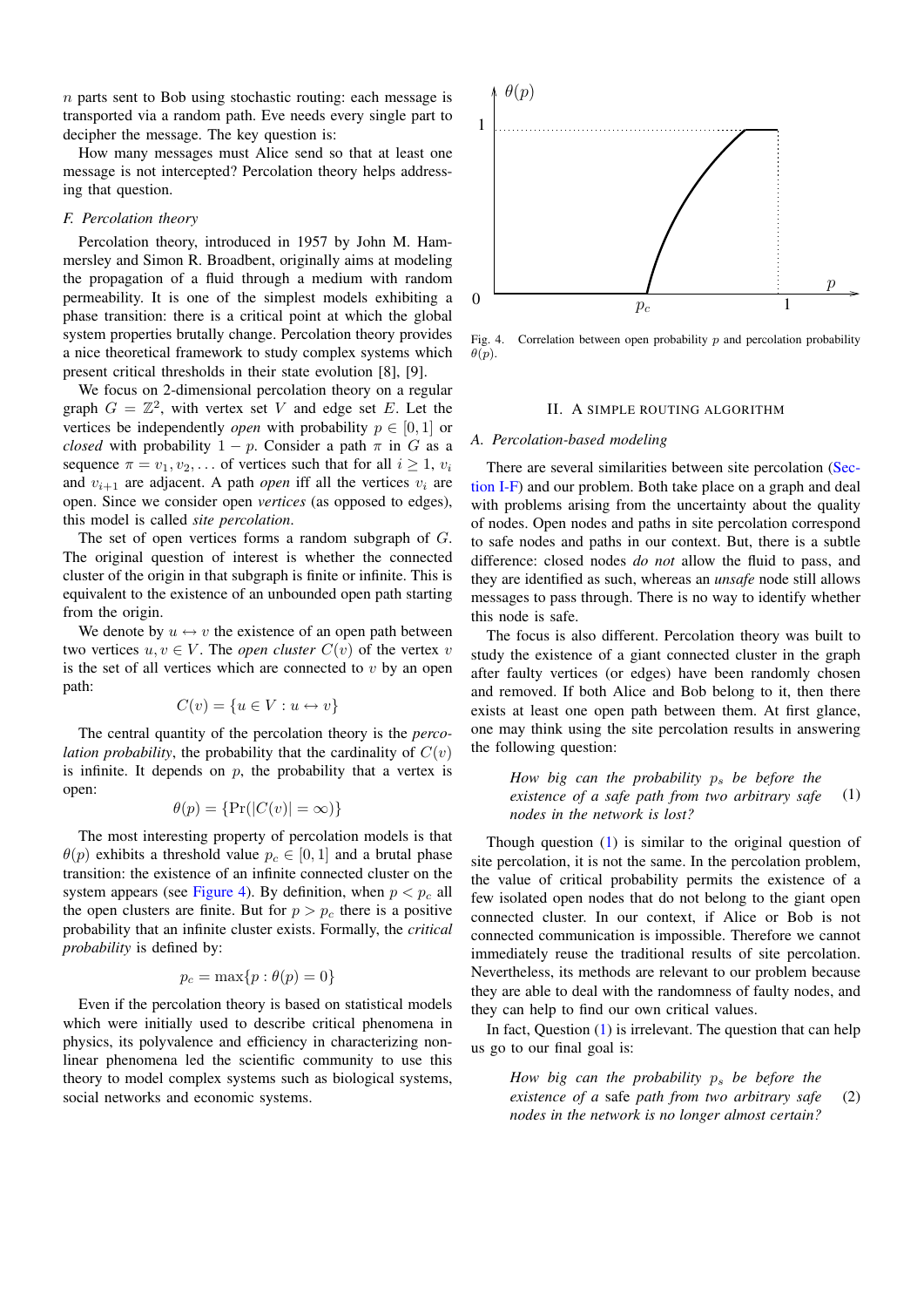$n$ parts sent to Bob using stochastic routing: each message is transported via a random path. Eve needs every single part to decipher the message. The key question is:

How many messages must Alice send so that at least one message is not intercepted? Percolation theory helps addressing that question.

### F. Percolation theory

Percolation theory, introduced in 1957 by John M. Hammersley and Simon R. Broadbent, originally aims at modeling the propagation of a fluid through a medium with random permeability. It is one of the simplest models exhibiting a phase transition: there is a critical point at which the global system properties brutally change. Percolation theory provides a nice theoretical framework to study complex systems which present critical thresholds in their state evolution [8], [9].

We focus on 2-dimensional percolation theory on a regular graph $G = \mathbb{Z}^2$, with vertex set $V$ and edge set $E$. Let the vertices be independently *open* with probability $p \in [0, 1]$ or *closed* with probability $1 - p$. Consider a path $\pi$ in $G$ as a sequence $\pi = v_1, v_2, \dots$ of vertices such that for all $i \geq 1$, $v_i$ and $v_{i+1}$ are adjacent. A path *open* iff all the vertices $v_i$ are open. Since we consider open *vertices* (as opposed to edges), this model is called *site percolation*.

The set of open vertices forms a random subgraph of $G$. The original question of interest is whether the connected cluster of the origin in that subgraph is finite or infinite. This is equivalent to the existence of an unbounded open path starting from the origin.

We denote by $u \leftrightarrow v$ the existence of an open path between two vertices $u, v \in V$. The *open cluster* $C(v)$ of the vertex $v$ is the set of all vertices which are connected to $v$ by an open path:

$$C(v) = \{u \in V : u \leftrightarrow v\}$$

The central quantity of the percolation theory is the *percolation probability*, the probability that the cardinality of $C(v)$ is infinite. It depends on $p$, the probability that a vertex is open:

$$\theta(p) = \{\Pr(|C(v)| = \infty)\}$$

The most interesting property of percolation models is that $\theta(p)$ exhibits a threshold value $p_c \in [0, 1]$ and a brutal phase transition: the existence of an infinite connected cluster on the system appears (see Figure 4). By definition, when $p < p_c$ all the open clusters are finite. But for $p > p_c$ there is a positive probability that an infinite cluster exists. Formally, the *critical probability* is defined by:

$$p_c = \max\{p : \theta(p) = 0\}$$

Even if the percolation theory is based on statistical models which were initially used to describe critical phenomena in physics, its polyvalence and efficiency in characterizing non-linear phenomena led the scientific community to use this theory to model complex systems such as biological systems, social networks and economic systems.

Fig. 4. Correlation between open probability $p$ and percolation probability $\theta(p)$.

## II. A Simple Routing Algorithm

### A. Percolation-based modeling

There are several similarities between site percolation (Section I-F) and our problem. Both take place on a graph and deal with problems arising from the uncertainty about the quality of nodes. Open nodes and paths in site percolation correspond to safe nodes and paths in our context. But, there is a subtle difference: closed nodes *do not* allow the fluid to pass, and they are identified as such, whereas an *unsafe* node still allows messages to pass through. There is no way to identify whether this node is safe.

The focus is also different. Percolation theory was built to study the existence of a giant connected cluster in the graph after faulty vertices (or edges) have been randomly chosen and removed. If both Alice and Bob belong to it, then there exists at least one open path between them. At first glance, one may think using the site percolation results in answering the following question:

> *How big can the probability $p_s$ be before the existence of a safe path from two arbitrary safe nodes in the network is lost?* (1)

Though question (1) is similar to the original question of site percolation, it is not the same. In the percolation problem, the value of critical probability permits the existence of a few isolated open nodes that do not belong to the giant open connected cluster. In our context, if Alice or Bob is not connected communication is impossible. Therefore we cannot immediately reuse the traditional results of site percolation. Nevertheless, its methods are relevant to our problem because they are able to deal with the randomness of faulty nodes, and they can help to find our own critical values.

In fact, Question (1) is irrelevant. The question that can help us go to our final goal is:

> *How big can the probability $p_s$ be before the existence of a* safe *path from two arbitrary safe nodes in the network is no longer almost certain?* (2)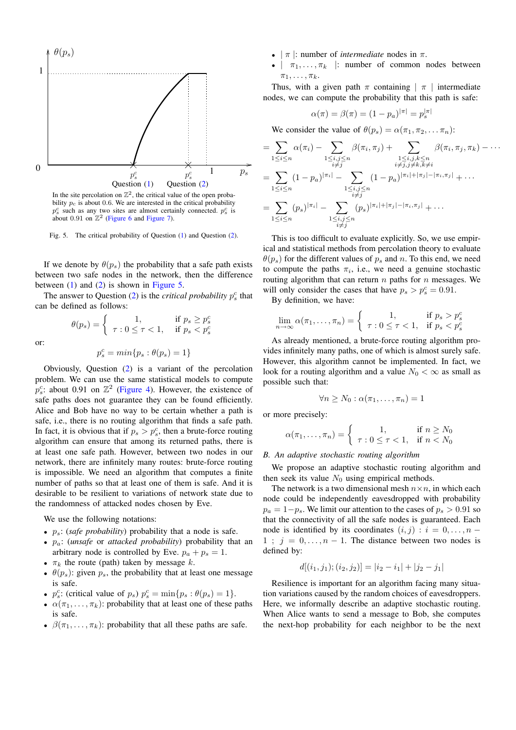In the site percolation on $\mathbb{Z}^2$, the critical value of the open probability $p_c$ is about 0.6. We are interested in the critical probability $p_s^c$ such as any two sites are almost certainly connected. $p_s^c$ is about 0.91 on $\mathbb{Z}^2$ (Figure 6 and Figure 7).

Fig. 5. The critical probability of Question (1) and Question (2).

If we denote by $\theta(p_s)$ the probability that a safe path exists between two safe nodes in the network, then the difference between (1) and (2) is shown in Figure 5.

The answer to Question (2) is the *critical probability* $p_s^c$ that can be defined as follows:

$$\theta(p_s) = \begin{cases} 1, & \text{if } p_s \geq p_s^c \\ \tau : 0 \leq \tau < 1, & \text{if } p_s < p_s^c \end{cases}$$

or:

$$p_s^c = min\{p_s : \theta(p_s) = 1\}$$

Obviously, Question (2) is a variant of the percolation problem. We can use the same statistical models to compute $p_s^c$: about 0.91 on $\mathbb{Z}^2$ (Figure 4). However, the existence of safe paths does not guarantee they can be found efficiently. Alice and Bob have no way to be certain whether a path is safe, i.e., there is no routing algorithm that finds a safe path. In fact, it is obvious that if $p_s > p_s^c$, then a brute-force routing algorithm can ensure that among its returned paths, there is at least one safe path. However, between two nodes in our network, there are infinitely many routes: brute-force routing is impossible. We need an algorithm that computes a finite number of paths so that at least one of them is safe. And it is desirable to be resilient to variations of network state due to the randomness of attacked nodes chosen by Eve.

We use the following notations:

- $p_s$: (*safe probability*) probability that a node is safe.
- $p_a$: (*unsafe* or *attacked probability*) probability that an arbitrary node is controlled by Eve. $p_a + p_s = 1$.
- $\pi_k$ the route (path) taken by message $k$.
- $\theta(p_s)$: given $p_s$, the probability that at least one message is safe.
- $p_s^c$: (critical value of $p_s$) $p_s^c = \min\{p_s : \theta(p_s) = 1\}$.
- $\alpha(\pi_1, \ldots, \pi_k)$: probability that at least one of these paths is safe.
- $\beta(\pi_1, \ldots, \pi_k)$: probability that all these paths are safe.
- $|\ \pi\ |$: number of *intermediate* nodes in $\pi$.
- $|\ \ \pi_1, \ldots, \pi_k\ \ |$: number of common nodes between $\pi_1, \ldots, \pi_k$.

Thus, with a given path $\pi$ containing $|\ \pi\ |$ intermediate nodes, we can compute the probability that this path is safe:

$$\alpha(\pi) = \beta(\pi) = (1 - p_a)^{|\pi|} = p_s^{|\pi|}$$

We consider the value of $\theta(p_s) = \alpha(\pi_1, \pi_2, \ldots \pi_n)$:

$$= \sum_{1 \leq i \leq n} \alpha(\pi_i) - \sum_{\substack{1 \leq i,j \leq n \\ i \neq j}} \beta(\pi_i, \pi_j) + \sum_{\substack{1 \leq i,j,k \leq n \\ i \neq j, j \neq k, k \neq i}} \beta(\pi_i, \pi_j, \pi_k) - \cdots$$

$$= \sum_{1 \leq i \leq n} (1 - p_a)^{|\pi_i|} - \sum_{\substack{1 \leq i,j \leq n \\ i \neq j}} (1 - p_a)^{|\pi_i| + |\pi_j| - |\pi_i, \pi_j|} + \cdots$$

$$= \sum_{1 \leq i \leq n} (p_s)^{|\pi_i|} - \sum_{\substack{1 \leq i,j \leq n \\ i \neq j}} (p_s)^{|\pi_i| + |\pi_j| - |\pi_i, \pi_j|} + \cdots$$

This is too difficult to evaluate explicitly. So, we use empirical and statistical methods from percolation theory to evaluate $\theta(p_s)$ for the different values of $p_s$ and $n$. To this end, we need to compute the paths $\pi_i$, i.e., we need a genuine stochastic routing algorithm that can return $n$ paths for $n$ messages. We will only consider the cases that have $p_s > p_s^c = 0.91$.

By definition, we have:

$$\lim_{n \to \infty} \alpha(\pi_1, \ldots, \pi_n) = \begin{cases} 1, & \text{if } p_s > p_s^c \\ \tau : 0 \leq \tau < 1, & \text{if } p_s < p_s^c \end{cases}$$

As already mentioned, a brute-force routing algorithm provides infinitely many paths, one of which is almost surely safe. However, this algorithm cannot be implemented. In fact, we look for a routing algorithm and a value $N_0 < \infty$ as small as possible such that:

$$\forall n \geq N_0 : \alpha(\pi_1, \ldots, \pi_n) = 1$$

or more precisely:

$$\alpha(\pi_1, \ldots, \pi_n) = \begin{cases} 1, & \text{if } n \geq N_0 \\ \tau : 0 \leq \tau < 1, & \text{if } n < N_0 \end{cases}$$

### B. An adaptive stochastic routing algorithm

We propose an adaptive stochastic routing algorithm and then seek its value $N_0$ using empirical methods.

The network is a two dimensional mesh $n \times n$, in which each node could be independently eavesdropped with probability $p_a = 1 - p_s$. We limit our attention to the cases of $p_s > 0.91$ so that the connectivity of all the safe nodes is guaranteed. Each node is identified by its coordinates $(i, j) : i = 0, \ldots, n-1\ ;\ j = 0, \ldots, n-1$. The distance between two nodes is defined by:

$$d[(i_1, j_1); (i_2, j_2)] = |i_2 - i_1| + |j_2 - j_1|$$

Resilience is important for an algorithm facing many situation variations caused by the random choices of eavesdroppers. Here, we informally describe an adaptive stochastic routing. When Alice wants to send a message to Bob, she computes the next-hop probability for each neighbor to be the next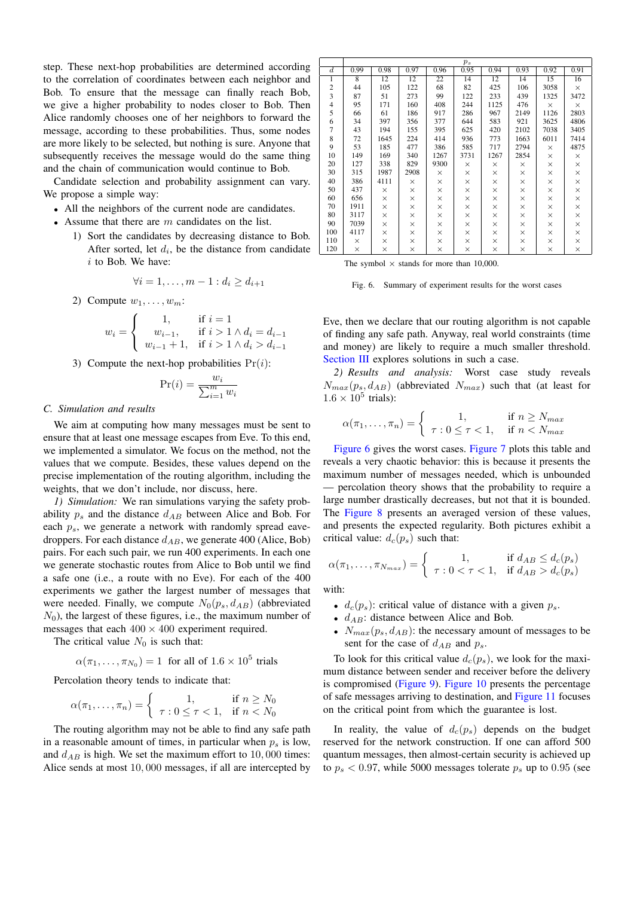step. These next-hop probabilities are determined according to the correlation of coordinates between each neighbor and Bob. To ensure that the message can finally reach Bob, we give a higher probability to nodes closer to Bob. Then Alice randomly chooses one of her neighbors to forward the message, according to these probabilities. Thus, some nodes are more likely to be selected, but nothing is sure. Anyone that subsequently receives the message would do the same thing and the chain of communication would continue to Bob.

Candidate selection and probability assignment can vary. We propose a simple way:

- All the neighbors of the current node are candidates.
- Assume that there are $m$ candidates on the list.
  1) Sort the candidates by decreasing distance to Bob. After sorted, let $d_i$, be the distance from candidate $i$ to Bob. We have:
  $$\forall i = 1, \ldots, m-1 : d_i \geq d_{i+1}$$
  2) Compute $w_1, \ldots, w_m$:
  $$w_i = \begin{cases} 1, & \text{if } i = 1 \\ w_{i-1}, & \text{if } i > 1 \wedge d_i = d_{i-1} \\ w_{i-1} + 1, & \text{if } i > 1 \wedge d_i > d_{i-1} \end{cases}$$
  3) Compute the next-hop probabilities $\Pr(i)$:
  $$\Pr(i) = \frac{w_i}{\sum_{i=1}^{m} w_i}$$

### C. Simulation and results

We aim at computing how many messages must be sent to ensure that at least one message escapes from Eve. To this end, we implemented a simulator. We focus on the method, not the values that we compute. Besides, these values depend on the precise implementation of the routing algorithm, including the weights, that we don't include, nor discuss, here.

*1) Simulation:* We ran simulations varying the safety probability $p_s$ and the distance $d_{AB}$ between Alice and Bob. For each $p_s$, we generate a network with randomly spread eavedroppers. For each distance $d_{AB}$, we generate 400 (Alice, Bob) pairs. For each such pair, we run 400 experiments. In each one we generate stochastic routes from Alice to Bob until we find a safe one (i.e., a route with no Eve). For each of the 400 experiments we gather the largest number of messages that were needed. Finally, we compute $N_0(p_s, d_{AB})$ (abbreviated $N_0$), the largest of these figures, i.e., the maximum number of messages that each $400 \times 400$ experiment required.

The critical value $N_0$ is such that:

$$\alpha(\pi_1, \ldots, \pi_{N_0}) = 1 \;\text{ for all of } 1.6 \times 10^5 \text{ trials}$$

Percolation theory tends to indicate that:

$$\alpha(\pi_1, \ldots, \pi_n) = \begin{cases} 1, & \text{if } n \geq N_0 \\ \tau : 0 \leq \tau < 1, & \text{if } n < N_0 \end{cases}$$

The routing algorithm may not be able to find any safe path in a reasonable amount of times, in particular when $p_s$ is low, and $d_{AB}$ is high. We set the maximum effort to $10,000$ times: Alice sends at most $10,000$ messages, if all are intercepted by Eve, then we declare that our routing algorithm is not capable of finding any safe path. Anyway, real world constraints (time and money) are likely to require a much smaller threshold. Section III explores solutions in such a case.

*2) Results and analysis:* Worst case study reveals $N_{max}(p_s, d_{AB})$ (abbreviated $N_{max}$) such that (at least for $1.6 \times 10^5$ trials):

$$\alpha(\pi_1, \ldots, \pi_n) = \begin{cases} 1, & \text{if } n \geq N_{max} \\ \tau : 0 \leq \tau < 1, & \text{if } n < N_{max} \end{cases}$$

Figure 6 gives the worst cases. Figure 7 plots this table and reveals a very chaotic behavior: this is because it presents the maximum number of messages needed, which is unbounded — percolation theory shows that the probability to require a large number drastically decreases, but not that it is bounded. The Figure 8 presents an averaged version of these values, and presents the expected regularity. Both pictures exhibit a critical value: $d_c(p_s)$ such that:

$$\alpha(\pi_1, \ldots, \pi_{N_{max}}) = \begin{cases} 1, & \text{if } d_{AB} \leq d_c(p_s) \\ \tau : 0 < \tau < 1, & \text{if } d_{AB} > d_c(p_s) \end{cases}$$

with:

- $d_c(p_s)$: critical value of distance with a given $p_s$.
- $d_{AB}$: distance between Alice and Bob.
- $N_{max}(p_s, d_{AB})$: the necessary amount of messages to be sent for the case of $d_{AB}$ and $p_s$.

To look for this critical value $d_c(p_s)$, we look for the maximum distance between sender and receiver before the delivery is compromised (Figure 9). Figure 10 presents the percentage of safe messages arriving to destination, and Figure 11 focuses on the critical point from which the guarantee is lost.

| | $p_s$ | | | | | | | | |
|---|---|---|---|---|---|---|---|---|---|
| $d$ | 0.99 | 0.98 | 0.97 | 0.96 | 0.95 | 0.94 | 0.93 | 0.92 | 0.91 |
| 1 | 8 | 12 | 12 | 22 | 14 | 12 | 14 | 15 | 16 |
| 2 | 44 | 105 | 122 | 68 | 82 | 425 | 106 | 3058 | × |
| 3 | 87 | 51 | 273 | 99 | 122 | 233 | 439 | 1325 | 3472 |
| 4 | 95 | 171 | 160 | 408 | 244 | 1125 | 476 | × | × |
| 5 | 66 | 61 | 186 | 917 | 286 | 967 | 2149 | 1126 | 2803 |
| 6 | 34 | 397 | 356 | 377 | 644 | 583 | 921 | 3625 | 4806 |
| 7 | 43 | 194 | 155 | 395 | 625 | 420 | 2102 | 7038 | 3405 |
| 8 | 72 | 1645 | 224 | 414 | 936 | 773 | 1663 | 6011 | 7414 |
| 9 | 53 | 185 | 477 | 386 | 585 | 717 | 2794 | × | 4875 |
| 10 | 149 | 169 | 340 | 1267 | 3731 | 1267 | 2854 | × | × |
| 20 | 127 | 338 | 829 | 9300 | × | × | × | × | × |
| 30 | 315 | 1987 | 2908 | × | × | × | × | × | × |
| 40 | 386 | 4111 | × | × | × | × | × | × | × |
| 50 | 437 | × | × | × | × | × | × | × | × |
| 60 | 656 | × | × | × | × | × | × | × | × |
| 70 | 1911 | × | × | × | × | × | × | × | × |
| 80 | 3117 | × | × | × | × | × | × | × | × |
| 90 | 7039 | × | × | × | × | × | × | × | × |
| 100 | 4117 | × | × | × | × | × | × | × | × |
| 110 | × | × | × | × | × | × | × | × | × |
| 120 | × | × | × | × | × | × | × | × | × |

The symbol × stands for more than 10,000.

Fig. 6. Summary of experiment results for the worst cases

In reality, the value of $d_c(p_s)$ depends on the budget reserved for the network construction. If one can afford 500 quantum messages, then almost-certain security is achieved up to $p_s < 0.97$, while 5000 messages tolerate $p_s$ up to 0.95 (see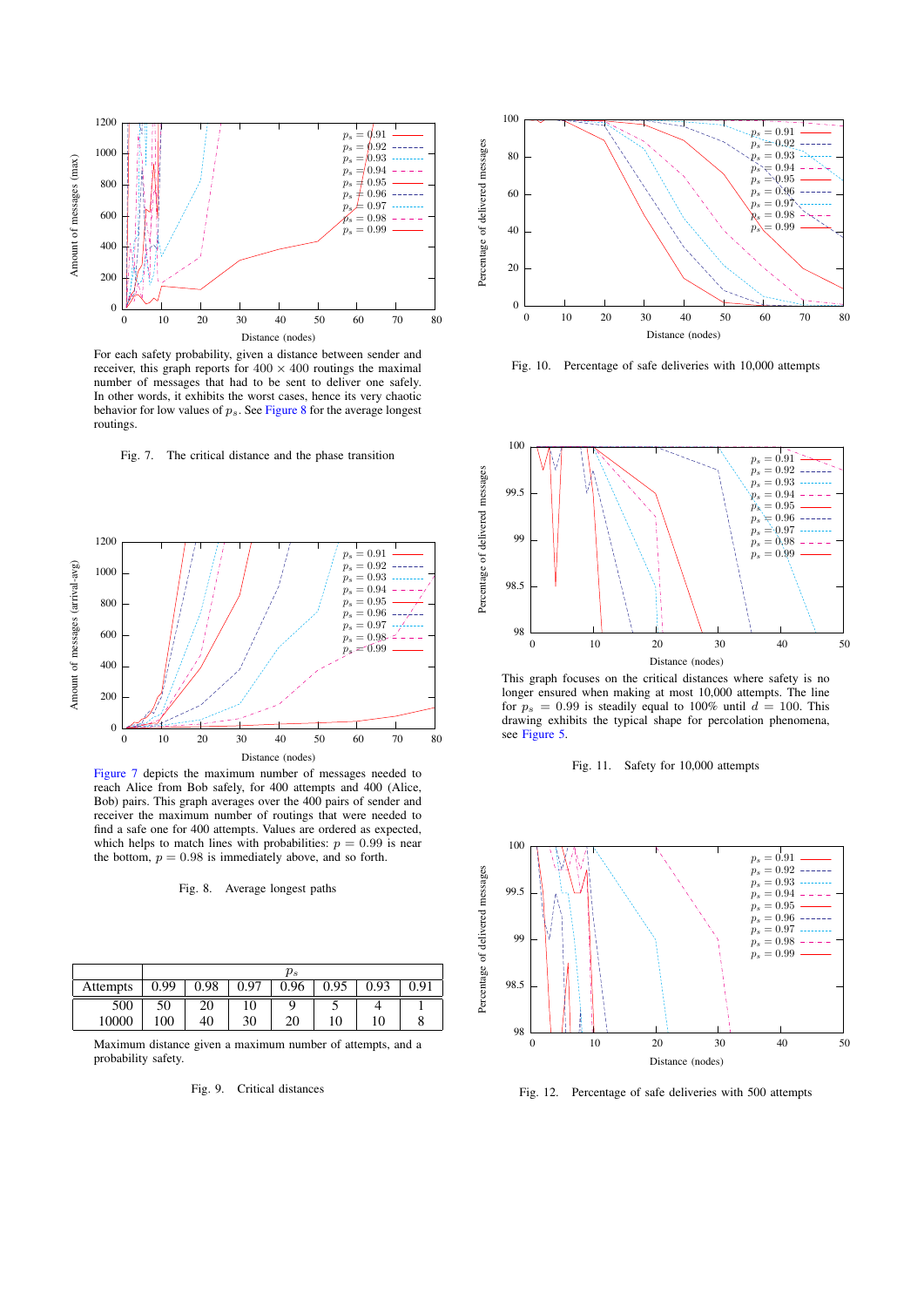For each safety probability, given a distance between sender and receiver, this graph reports for 400 × 400 routings the maximal number of messages that had to be sent to deliver one safely. In other words, it exhibits the worst cases, hence its very chaotic behavior for low values of $p_s$. See Figure 8 for the average longest routings.

Fig. 7. The critical distance and the phase transition

Figure 7 depicts the maximum number of messages needed to reach Alice from Bob safely, for 400 attempts and 400 (Alice, Bob) pairs. This graph averages over the 400 pairs of sender and receiver the maximum number of routings that were needed to find a safe one for 400 attempts. Values are ordered as expected, which helps to match lines with probabilities: $p = 0.99$ is near the bottom, $p = 0.98$ is immediately above, and so forth.

Fig. 8. Average longest paths

| Attempts | $p_s$ 0.99 | 0.98 | 0.97 | 0.96 | 0.95 | 0.93 | 0.91 |
|---|---|---|---|---|---|---|---|
| 500 | 50 | 20 | 10 | 9 | 5 | 4 | 1 |
| 10000 | 100 | 40 | 30 | 20 | 10 | 10 | 8 |

Maximum distance given a maximum number of attempts, and a probability safety.

Fig. 9. Critical distances

Fig. 10. Percentage of safe deliveries with 10,000 attempts

This graph focuses on the critical distances where safety is no longer ensured when making at most 10,000 attempts. The line for $p_s = 0.99$ is steadily equal to 100% until $d = 100$. This drawing exhibits the typical shape for percolation phenomena, see Figure 5.

Fig. 11. Safety for 10,000 attempts

Fig. 12. Percentage of safe deliveries with 500 attempts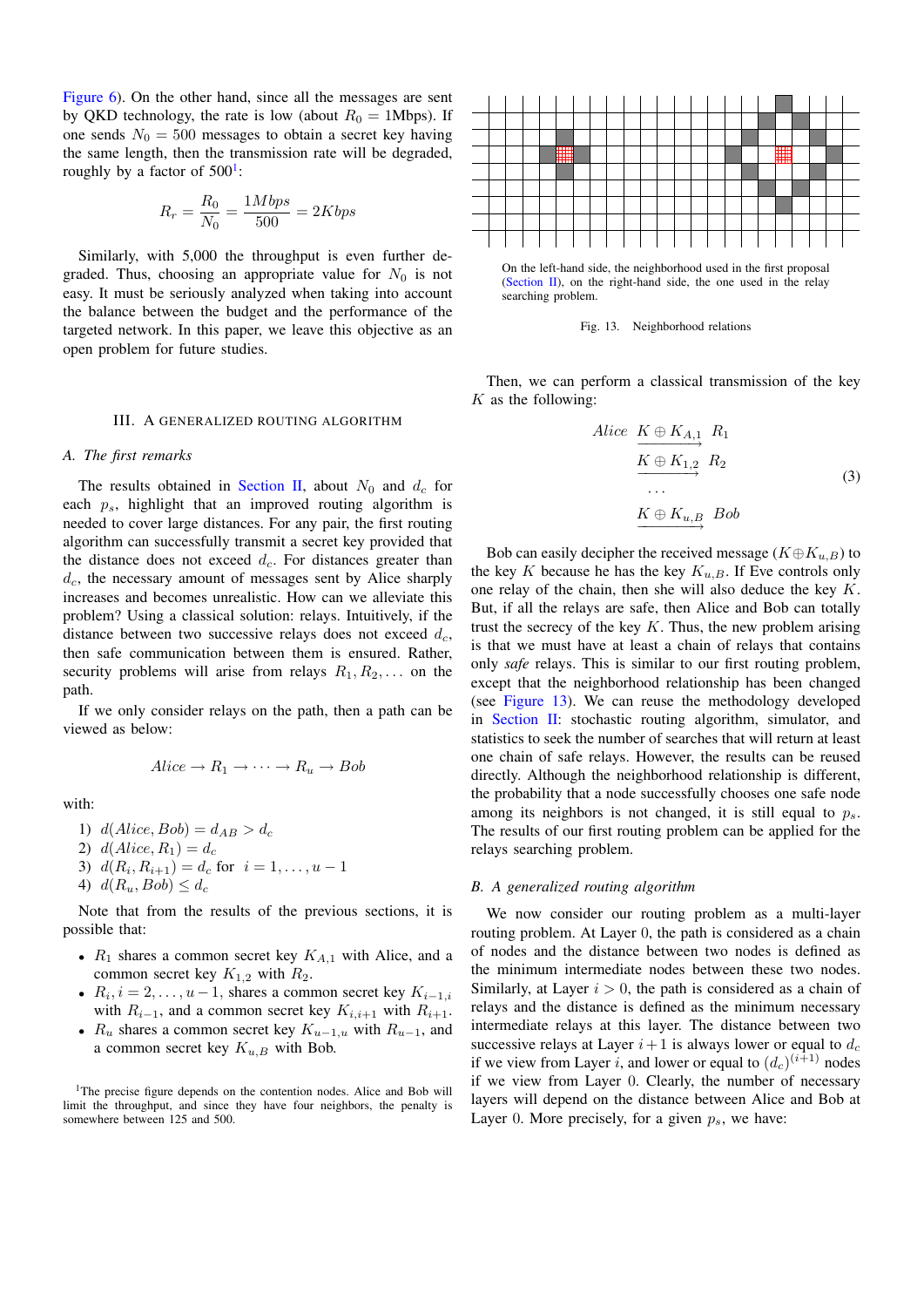Figure 6). On the other hand, since all the messages are sent by QKD technology, the rate is low (about $R_0 = 1$Mbps). If one sends $N_0 = 500$ messages to obtain a secret key having the same length, then the transmission rate will be degraded, roughly by a factor of 500[1]:

$$R_r = \frac{R_0}{N_0} = \frac{1Mbps}{500} = 2Kbps$$

Similarly, with 5,000 the throughput is even further degraded. Thus, choosing an appropriate value for $N_0$ is not easy. It must be seriously analyzed when taking into account the balance between the budget and the performance of the targeted network. In this paper, we leave this objective as an open problem for future studies.

## III. A GENERALIZED ROUTING ALGORITHM

### A. The first remarks

The results obtained in Section II, about $N_0$ and $d_c$ for each $p_s$, highlight that an improved routing algorithm is needed to cover large distances. For any pair, the first routing algorithm can successfully transmit a secret key provided that the distance does not exceed $d_c$. For distances greater than $d_c$, the necessary amount of messages sent by Alice sharply increases and becomes unrealistic. How can we alleviate this problem? Using a classical solution: relays. Intuitively, if the distance between two successive relays does not exceed $d_c$, then safe communication between them is ensured. Rather, security problems will arise from relays $R_1, R_2, \ldots$ on the path.

If we only consider relays on the path, then a path can be viewed as below:

$$Alice \rightarrow R_1 \rightarrow \cdots \rightarrow R_u \rightarrow Bob$$

with:

1) $d(Alice, Bob) = d_{AB} > d_c$
2) $d(Alice, R_1) = d_c$
3) $d(R_i, R_{i+1}) = d_c$ for $i = 1, \ldots, u-1$
4) $d(R_u, Bob) \le d_c$

Note that from the results of the previous sections, it is possible that:

- $R_1$ shares a common secret key $K_{A,1}$ with Alice, and a common secret key $K_{1,2}$ with $R_2$.
- $R_i, i = 2, \ldots, u-1$, shares a common secret key $K_{i-1,i}$ with $R_{i-1}$, and a common secret key $K_{i,i+1}$ with $R_{i+1}$.
- $R_u$ shares a common secret key $K_{u-1,u}$ with $R_{u-1}$, and a common secret key $K_{u,B}$ with Bob.

[1]The precise figure depends on the contention nodes. Alice and Bob will limit the throughput, and since they have four neighbors, the penalty is somewhere between 125 and 500.

On the left-hand side, the neighborhood used in the first proposal (Section II), on the right-hand side, the one used in the relay searching problem.

Fig. 13. Neighborhood relations

Then, we can perform a classical transmission of the key $K$ as the following:

$$\begin{array}{ll} Alice & \xrightarrow{K \oplus K_{A,1}} R_1 \\ & \xrightarrow{K \oplus K_{1,2}} R_2 \\ & \ldots \\ & \xrightarrow{K \oplus K_{u,B}} Bob \end{array} \tag{3}$$

Bob can easily decipher the received message $(K \oplus K_{u,B})$ to the key $K$ because he has the key $K_{u,B}$. If Eve controls only one relay of the chain, then she will also deduce the key $K$. But, if all the relays are safe, then Alice and Bob can totally trust the secrecy of the key $K$. Thus, the new problem arising is that we must have at least a chain of relays that contains only *safe* relays. This is similar to our first routing problem, except that the neighborhood relationship has been changed (see Figure 13). We can reuse the methodology developed in Section II: stochastic routing algorithm, simulator, and statistics to seek the number of searches that will return at least one chain of safe relays. However, the results can be reused directly. Although the neighborhood relationship is different, the probability that a node successfully chooses one safe node among its neighbors is not changed, it is still equal to $p_s$. The results of our first routing problem can be applied for the relays searching problem.

### B. A generalized routing algorithm

We now consider our routing problem as a multi-layer routing problem. At Layer 0, the path is considered as a chain of nodes and the distance between two nodes is defined as the minimum intermediate nodes between these two nodes. Similarly, at Layer $i > 0$, the path is considered as a chain of relays and the distance is defined as the minimum necessary intermediate relays at this layer. The distance between two successive relays at Layer $i+1$ is always lower or equal to $d_c$ if we view from Layer $i$, and lower or equal to $(d_c)^{(i+1)}$ nodes if we view from Layer 0. Clearly, the number of necessary layers will depend on the distance between Alice and Bob at Layer 0. More precisely, for a given $p_s$, we have: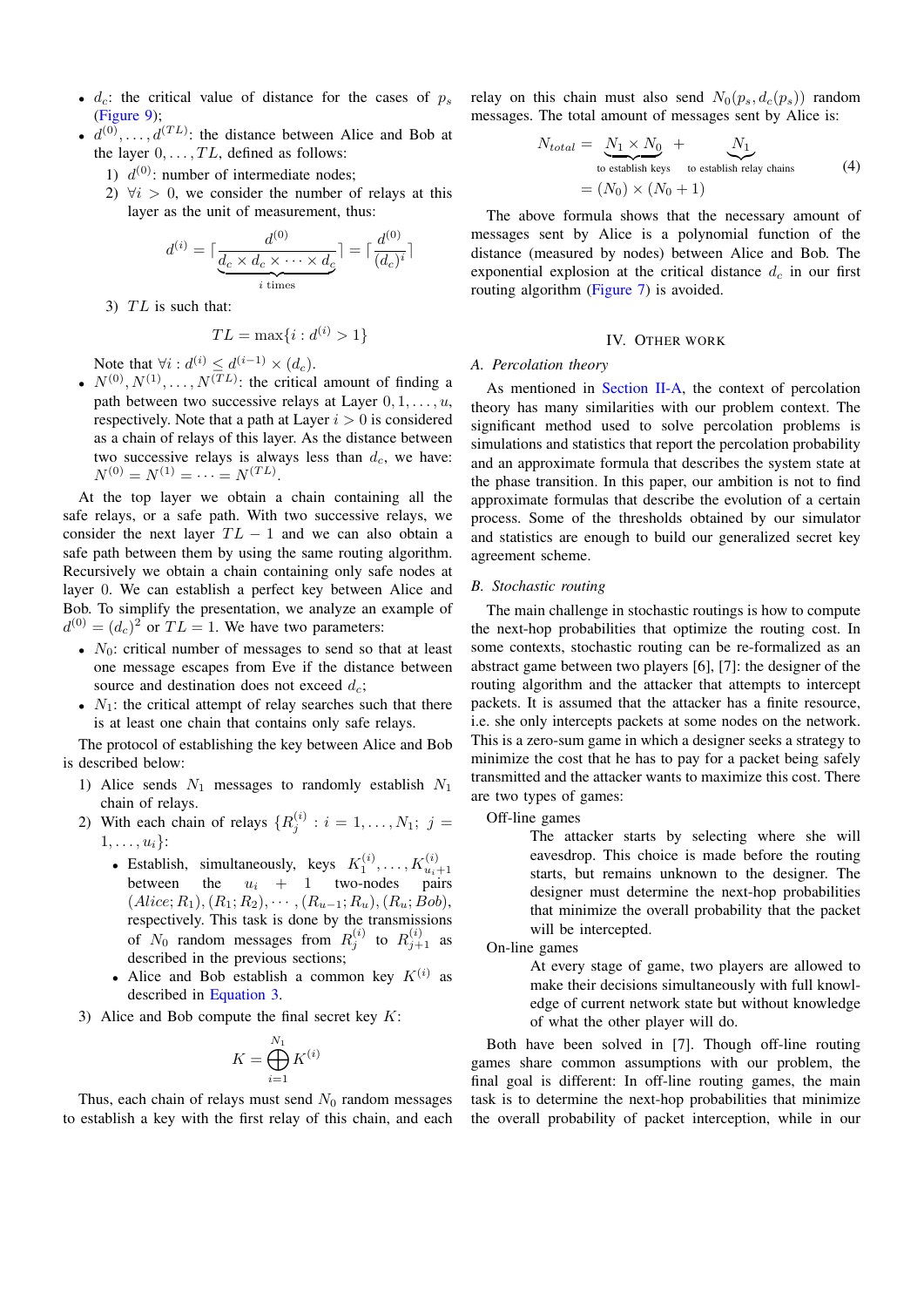- $d_c$: the critical value of distance for the cases of $p_s$ (Figure 9);
- $d^{(0)}, \dots, d^{(TL)}$: the distance between Alice and Bob at the layer $0, \dots, TL$, defined as follows:
  1) $d^{(0)}$: number of intermediate nodes;
  2) $\forall i > 0$, we consider the number of relays at this layer as the unit of measurement, thus:

$$d^{(i)} = \lceil \frac{d^{(0)}}{\underbrace{d_c \times d_c \times \cdots \times d_c}_{i \text{ times}}} \rceil = \lceil \frac{d^{(0)}}{(d_c)^i} \rceil$$

  3) $TL$ is such that:

$$TL = \max\{i : d^{(i)} > 1\}$$

  Note that $\forall i : d^{(i)} \leq d^{(i-1)} \times (d_c)$.
- $N^{(0)}, N^{(1)}, \dots, N^{(TL)}$: the critical amount of finding a path between two successive relays at Layer $0, 1, \dots, u$, respectively. Note that a path at Layer $i > 0$ is considered as a chain of relays of this layer. As the distance between two successive relays is always less than $d_c$, we have: $N^{(0)} = N^{(1)} = \cdots = N^{(TL)}$.

At the top layer we obtain a chain containing all the safe relays, or a safe path. With two successive relays, we consider the next layer $TL - 1$ and we can also obtain a safe path between them by using the same routing algorithm. Recursively we obtain a chain containing only safe nodes at layer 0. We can establish a perfect key between Alice and Bob. To simplify the presentation, we analyze an example of $d^{(0)} = (d_c)^2$ or $TL = 1$. We have two parameters:

- $N_0$: critical number of messages to send so that at least one message escapes from Eve if the distance between source and destination does not exceed $d_c$;
- $N_1$: the critical attempt of relay searches such that there is at least one chain that contains only safe relays.

The protocol of establishing the key between Alice and Bob is described below:

1) Alice sends $N_1$ messages to randomly establish $N_1$ chain of relays.
2) With each chain of relays $\{R_j^{(i)} : i = 1, \dots, N_1;\ j = 1, \dots, u_i\}$:
   - Establish, simultaneously, keys $K_1^{(i)}, \dots, K_{u_i+1}^{(i)}$ between the $u_i + 1$ two-nodes pairs $(Alice; R_1), (R_1; R_2), \cdots, (R_{u-1}; R_u), (R_u; Bob)$, respectively. This task is done by the transmissions of $N_0$ random messages from $R_j^{(i)}$ to $R_{j+1}^{(i)}$ as described in the previous sections;
   - Alice and Bob establish a common key $K^{(i)}$ as described in Equation 3.
3) Alice and Bob compute the final secret key $K$:

$$K = \bigoplus_{i=1}^{N_1} K^{(i)}$$

Thus, each chain of relays must send $N_0$ random messages to establish a key with the first relay of this chain, and each relay on this chain must also send $N_0(p_s, d_c(p_s))$ random messages. The total amount of messages sent by Alice is:

$$\begin{aligned} N_{total} &= \underbrace{N_1 \times N_0}_{\text{to establish keys}} + \underbrace{N_1}_{\text{to establish relay chains}} \\ &= (N_0) \times (N_0 + 1) \end{aligned} \quad (4)$$

The above formula shows that the necessary amount of messages sent by Alice is a polynomial function of the distance (measured by nodes) between Alice and Bob. The exponential explosion at the critical distance $d_c$ in our first routing algorithm (Figure 7) is avoided.

## IV. Other work

### A. Percolation theory

As mentioned in Section II-A, the context of percolation theory has many similarities with our problem context. The significant method used to solve percolation problems is simulations and statistics that report the percolation probability and an approximate formula that describes the system state at the phase transition. In this paper, our ambition is not to find approximate formulas that describe the evolution of a certain process. Some of the thresholds obtained by our simulator and statistics are enough to build our generalized secret key agreement scheme.

### B. Stochastic routing

The main challenge in stochastic routings is how to compute the next-hop probabilities that optimize the routing cost. In some contexts, stochastic routing can be re-formalized as an abstract game between two players [6], [7]: the designer of the routing algorithm and the attacker that attempts to intercept packets. It is assumed that the attacker has a finite resource, i.e. she only intercepts packets at some nodes on the network. This is a zero-sum game in which a designer seeks a strategy to minimize the cost that he has to pay for a packet being safely transmitted and the attacker wants to maximize this cost. There are two types of games:

Off-line games
: The attacker starts by selecting where she will eavesdrop. This choice is made before the routing starts, but remains unknown to the designer. The designer must determine the next-hop probabilities that minimize the overall probability that the packet will be intercepted.

On-line games
: At every stage of game, two players are allowed to make their decisions simultaneously with full knowledge of current network state but without knowledge of what the other player will do.

Both have been solved in [7]. Though off-line routing games share common assumptions with our problem, the final goal is different: In off-line routing games, the main task is to determine the next-hop probabilities that minimize the overall probability of packet interception, while in our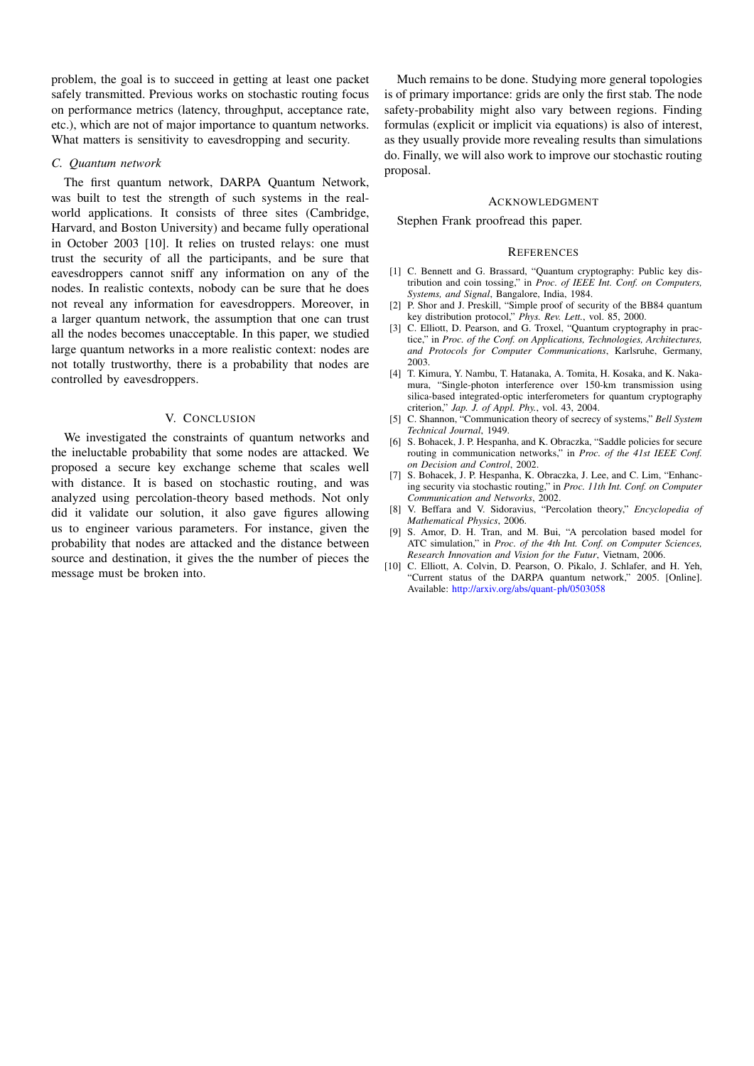problem, the goal is to succeed in getting at least one packet safely transmitted. Previous works on stochastic routing focus on performance metrics (latency, throughput, acceptance rate, etc.), which are not of major importance to quantum networks. What matters is sensitivity to eavesdropping and security.

### *C. Quantum network*

The first quantum network, DARPA Quantum Network, was built to test the strength of such systems in the real-world applications. It consists of three sites (Cambridge, Harvard, and Boston University) and became fully operational in October 2003 [10]. It relies on trusted relays: one must trust the security of all the participants, and be sure that eavesdroppers cannot sniff any information on any of the nodes. In realistic contexts, nobody can be sure that he does not reveal any information for eavesdroppers. Moreover, in a larger quantum network, the assumption that one can trust all the nodes becomes unacceptable. In this paper, we studied large quantum networks in a more realistic context: nodes are not totally trustworthy, there is a probability that nodes are controlled by eavesdroppers.

## V. Conclusion

We investigated the constraints of quantum networks and the ineluctable probability that some nodes are attacked. We proposed a secure key exchange scheme that scales well with distance. It is based on stochastic routing, and was analyzed using percolation-theory based methods. Not only did it validate our solution, it also gave figures allowing us to engineer various parameters. For instance, given the probability that nodes are attacked and the distance between source and destination, it gives the the number of pieces the message must be broken into.

Much remains to be done. Studying more general topologies is of primary importance: grids are only the first stab. The node safety-probability might also vary between regions. Finding formulas (explicit or implicit via equations) is also of interest, as they usually provide more revealing results than simulations do. Finally, we will also work to improve our stochastic routing proposal.

## Acknowledgment

Stephen Frank proofread this paper.

## References

[1] C. Bennett and G. Brassard, "Quantum cryptography: Public key distribution and coin tossing," in *Proc. of IEEE Int. Conf. on Computers, Systems, and Signal*, Bangalore, India, 1984.

[2] P. Shor and J. Preskill, "Simple proof of security of the BB84 quantum key distribution protocol," *Phys. Rev. Lett.*, vol. 85, 2000.

[3] C. Elliott, D. Pearson, and G. Troxel, "Quantum cryptography in practice," in *Proc. of the Conf. on Applications, Technologies, Architectures, and Protocols for Computer Communications*, Karlsruhe, Germany, 2003.

[4] T. Kimura, Y. Nambu, T. Hatanaka, A. Tomita, H. Kosaka, and K. Nakamura, "Single-photon interference over 150-km transmission using silica-based integrated-optic interferometers for quantum cryptography criterion," *Jap. J. of Appl. Phy.*, vol. 43, 2004.

[5] C. Shannon, "Communication theory of secrecy of systems," *Bell System Technical Journal*, 1949.

[6] S. Bohacek, J. P. Hespanha, and K. Obraczka, "Saddle policies for secure routing in communication networks," in *Proc. of the 41st IEEE Conf. on Decision and Control*, 2002.

[7] S. Bohacek, J. P. Hespanha, K. Obraczka, J. Lee, and C. Lim, "Enhancing security via stochastic routing," in *Proc. 11th Int. Conf. on Computer Communication and Networks*, 2002.

[8] V. Beffara and V. Sidoravius, "Percolation theory," *Encyclopedia of Mathematical Physics*, 2006.

[9] S. Amor, D. H. Tran, and M. Bui, "A percolation based model for ATC simulation," in *Proc. of the 4th Int. Conf. on Computer Sciences, Research Innovation and Vision for the Futur*, Vietnam, 2006.

[10] C. Elliott, A. Colvin, D. Pearson, O. Pikalo, J. Schlafer, and H. Yeh, "Current status of the DARPA quantum network," 2005. [Online]. Available: http://arxiv.org/abs/quant-ph/0503058